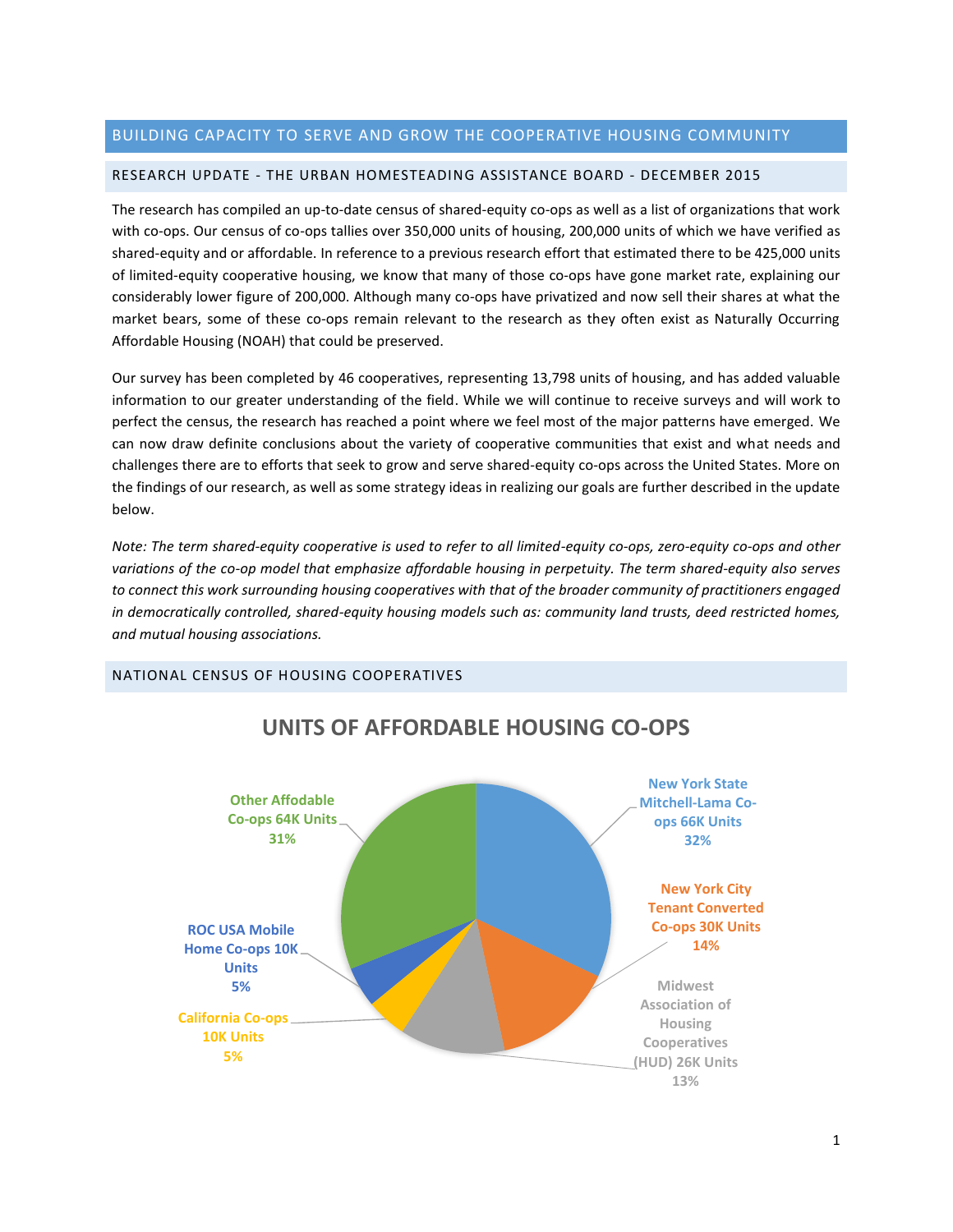# BUILDING CAPACITY TO SERVE AND GROW THE COOPERATIVE HOUSING COMMUNITY

## RESEARCH UPDATE - THE URBAN HOMESTEADING ASSISTANCE BOARD - DECEMBER 2015

The research has compiled an up-to-date census of shared-equity co-ops as well as a list of organizations that work with co-ops. Our census of co-ops tallies over 350,000 units of housing, 200,000 units of which we have verified as shared-equity and or affordable. In reference to a previous research effort that estimated there to be 425,000 units of limited-equity cooperative housing, we know that many of those co-ops have gone market rate, explaining our considerably lower figure of 200,000. Although many co-ops have privatized and now sell their shares at what the market bears, some of these co-ops remain relevant to the research as they often exist as Naturally Occurring Affordable Housing (NOAH) that could be preserved.

Our survey has been completed by 46 cooperatives, representing 13,798 units of housing, and has added valuable information to our greater understanding of the field. While we will continue to receive surveys and will work to perfect the census, the research has reached a point where we feel most of the major patterns have emerged. We can now draw definite conclusions about the variety of cooperative communities that exist and what needs and challenges there are to efforts that seek to grow and serve shared-equity co-ops across the United States. More on the findings of our research, as well as some strategy ideas in realizing our goals are further described in the update below.

*Note: The term shared-equity cooperative is used to refer to all limited-equity co-ops, zero-equity co-ops and other variations of the co-op model that emphasize affordable housing in perpetuity. The term shared-equity also serves to connect this work surrounding housing cooperatives with that of the broader community of practitioners engaged in democratically controlled, shared-equity housing models such as: community land trusts, deed restricted homes, and mutual housing associations.*

## NATIONAL CENSUS OF HOUSING COOPERATIVES

**UNITS OF AFFORDABLE HOUSING CO-OPS**

- New York State Mitchell-Lama Co-ops 66K Units 32%
- New York City Tenant Converted Co-ops 30K Units 14%
- Midwest Association of Housing Cooperatives (HUD) 26K Units 13%
- California Co-ops 10K Units 5%
- ROC USA Mobile Home Co-ops 10K Units 5%
- Other Affodable Co-ops 64K Units 31%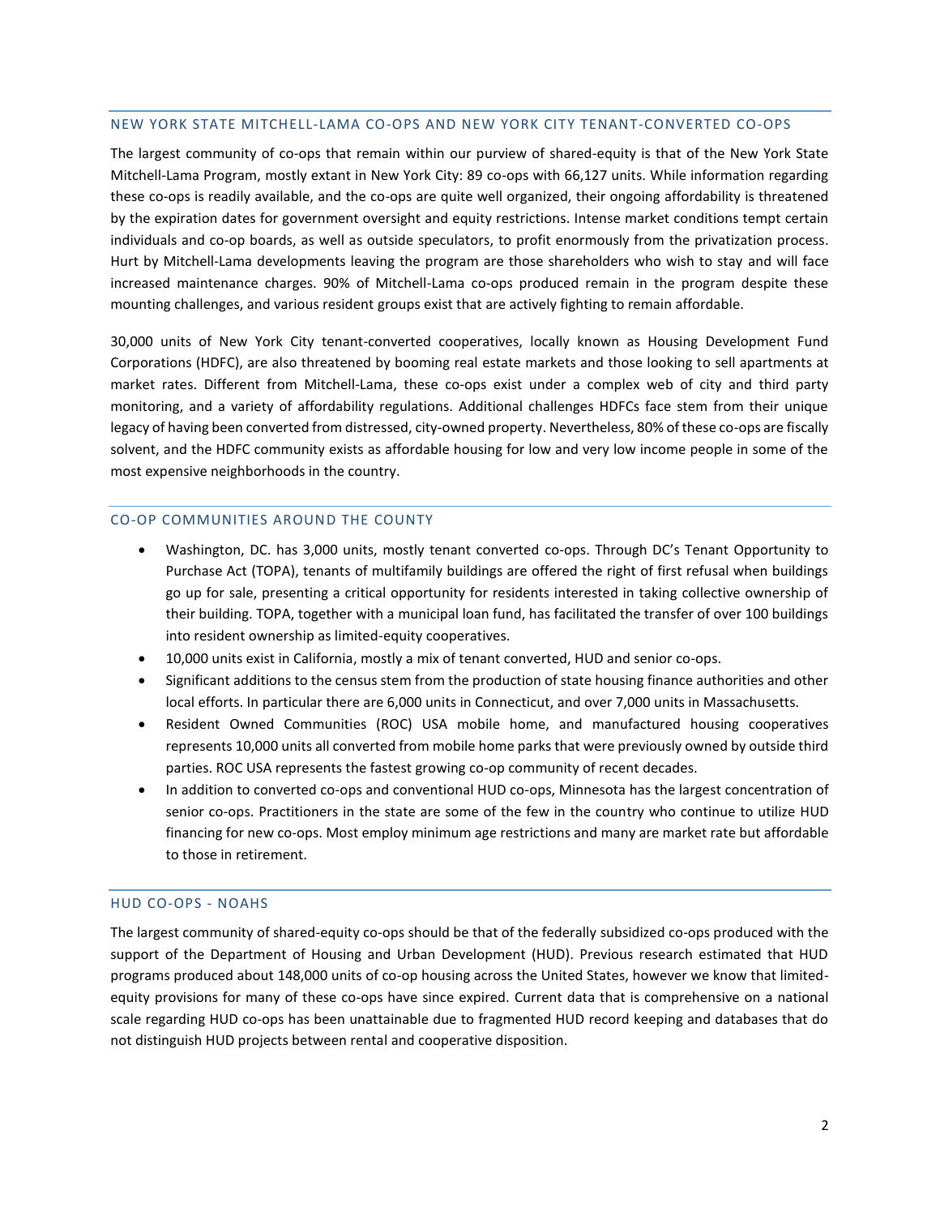## NEW YORK STATE MITCHELL-LAMA CO-OPS AND NEW YORK CITY TENANT-CONVERTED CO-OPS

The largest community of co-ops that remain within our purview of shared-equity is that of the New York State Mitchell-Lama Program, mostly extant in New York City: 89 co-ops with 66,127 units. While information regarding these co-ops is readily available, and the co-ops are quite well organized, their ongoing affordability is threatened by the expiration dates for government oversight and equity restrictions. Intense market conditions tempt certain individuals and co-op boards, as well as outside speculators, to profit enormously from the privatization process. Hurt by Mitchell-Lama developments leaving the program are those shareholders who wish to stay and will face increased maintenance charges. 90% of Mitchell-Lama co-ops produced remain in the program despite these mounting challenges, and various resident groups exist that are actively fighting to remain affordable.

30,000 units of New York City tenant-converted cooperatives, locally known as Housing Development Fund Corporations (HDFC), are also threatened by booming real estate markets and those looking to sell apartments at market rates. Different from Mitchell-Lama, these co-ops exist under a complex web of city and third party monitoring, and a variety of affordability regulations. Additional challenges HDFCs face stem from their unique legacy of having been converted from distressed, city-owned property. Nevertheless, 80% of these co-ops are fiscally solvent, and the HDFC community exists as affordable housing for low and very low income people in some of the most expensive neighborhoods in the country.

## CO-OP COMMUNITIES AROUND THE COUNTY

- Washington, DC. has 3,000 units, mostly tenant converted co-ops. Through DC's Tenant Opportunity to Purchase Act (TOPA), tenants of multifamily buildings are offered the right of first refusal when buildings go up for sale, presenting a critical opportunity for residents interested in taking collective ownership of their building. TOPA, together with a municipal loan fund, has facilitated the transfer of over 100 buildings into resident ownership as limited-equity cooperatives.
- 10,000 units exist in California, mostly a mix of tenant converted, HUD and senior co-ops.
- Significant additions to the census stem from the production of state housing finance authorities and other local efforts. In particular there are 6,000 units in Connecticut, and over 7,000 units in Massachusetts.
- Resident Owned Communities (ROC) USA mobile home, and manufactured housing cooperatives represents 10,000 units all converted from mobile home parks that were previously owned by outside third parties. ROC USA represents the fastest growing co-op community of recent decades.
- In addition to converted co-ops and conventional HUD co-ops, Minnesota has the largest concentration of senior co-ops. Practitioners in the state are some of the few in the country who continue to utilize HUD financing for new co-ops. Most employ minimum age restrictions and many are market rate but affordable to those in retirement.

## HUD CO-OPS - NOAHS

The largest community of shared-equity co-ops should be that of the federally subsidized co-ops produced with the support of the Department of Housing and Urban Development (HUD). Previous research estimated that HUD programs produced about 148,000 units of co-op housing across the United States, however we know that limited-equity provisions for many of these co-ops have since expired. Current data that is comprehensive on a national scale regarding HUD co-ops has been unattainable due to fragmented HUD record keeping and databases that do not distinguish HUD projects between rental and cooperative disposition.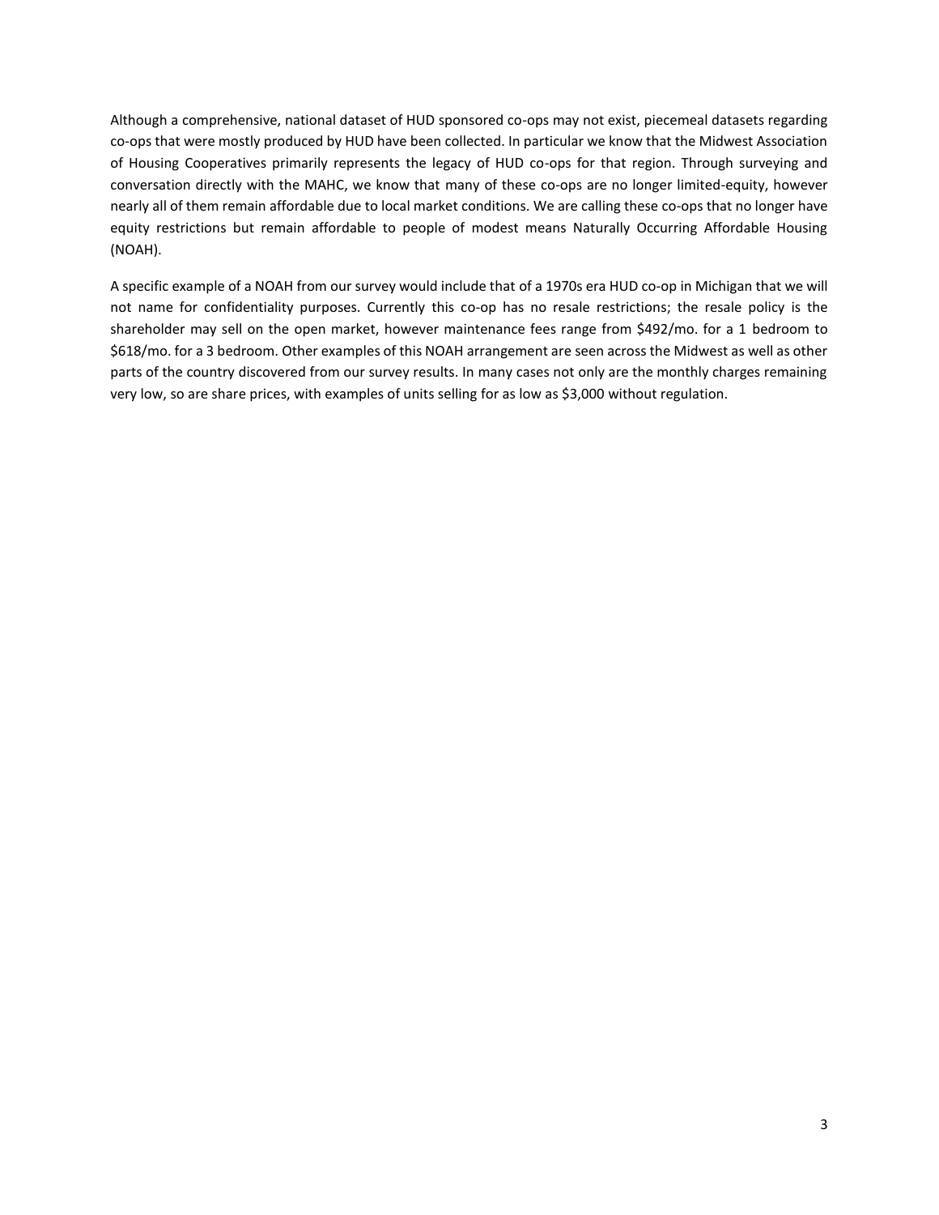Although a comprehensive, national dataset of HUD sponsored co-ops may not exist, piecemeal datasets regarding co-ops that were mostly produced by HUD have been collected. In particular we know that the Midwest Association of Housing Cooperatives primarily represents the legacy of HUD co-ops for that region. Through surveying and conversation directly with the MAHC, we know that many of these co-ops are no longer limited-equity, however nearly all of them remain affordable due to local market conditions. We are calling these co-ops that no longer have equity restrictions but remain affordable to people of modest means Naturally Occurring Affordable Housing (NOAH).

A specific example of a NOAH from our survey would include that of a 1970s era HUD co-op in Michigan that we will not name for confidentiality purposes. Currently this co-op has no resale restrictions; the resale policy is the shareholder may sell on the open market, however maintenance fees range from $492/mo. for a 1 bedroom to $618/mo. for a 3 bedroom. Other examples of this NOAH arrangement are seen across the Midwest as well as other parts of the country discovered from our survey results. In many cases not only are the monthly charges remaining very low, so are share prices, with examples of units selling for as low as $3,000 without regulation.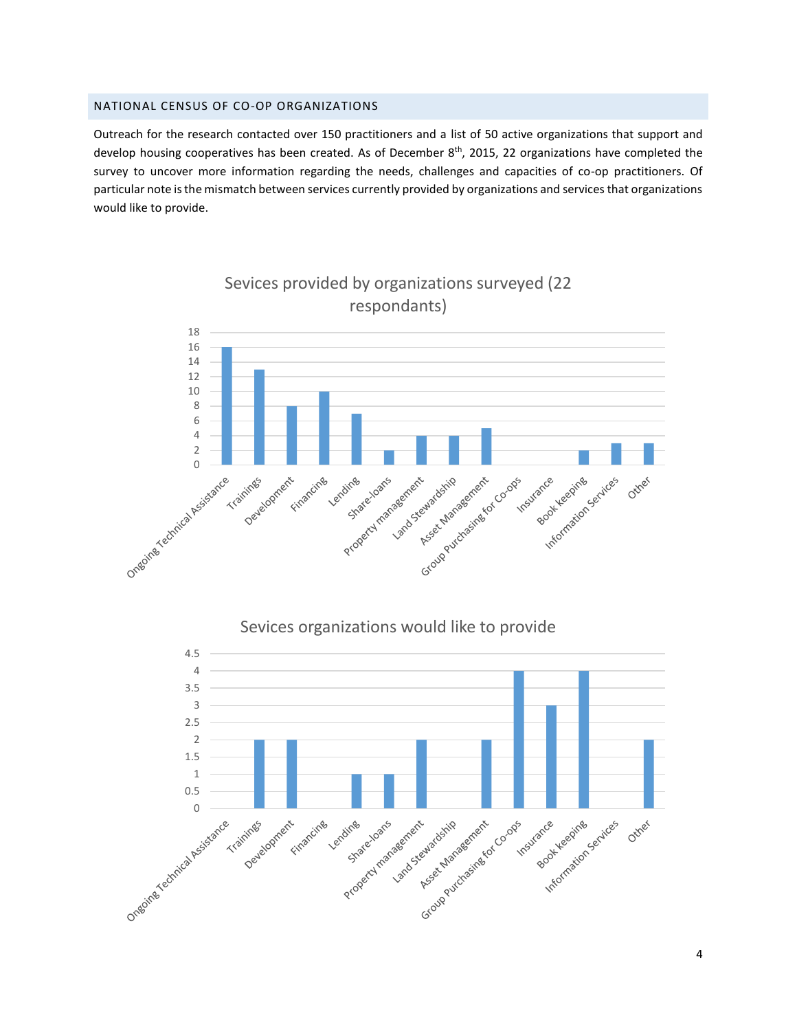## NATIONAL CENSUS OF CO-OP ORGANIZATIONS

Outreach for the research contacted over 150 practitioners and a list of 50 active organizations that support and develop housing cooperatives has been created. As of December 8th, 2015, 22 organizations have completed the survey to uncover more information regarding the needs, challenges and capacities of co-op practitioners. Of particular note is the mismatch between services currently provided by organizations and services that organizations would like to provide.

**Sevices provided by organizations surveyed (22 respondants)**

| Service | Count |
|---|---|
| Ongoing Technical Assistance | 16 |
| Trainings | 13 |
| Development | 8 |
| Financing | 10 |
| Lending | 7 |
| Share-loans | 2 |
| Property management | 4 |
| Land Stewardship | 4 |
| Asset Management | 5 |
| Group Purchasing for Co-ops | 0 |
| Insurance | 0 |
| Book keeping | 2 |
| Information Services | 3 |
| Other | 3 |

**Sevices organizations would like to provide**

| Service | Count |
|---|---|
| Ongoing Technical Assistance | 0 |
| Trainings | 2 |
| Development | 2 |
| Financing | 0 |
| Lending | 1 |
| Share-loans | 1 |
| Property management | 2 |
| Land Stewardship | 0 |
| Asset Management | 2 |
| Group Purchasing for Co-ops | 4 |
| Insurance | 3 |
| Book keeping | 4 |
| Information Services | 0 |
| Other | 2 |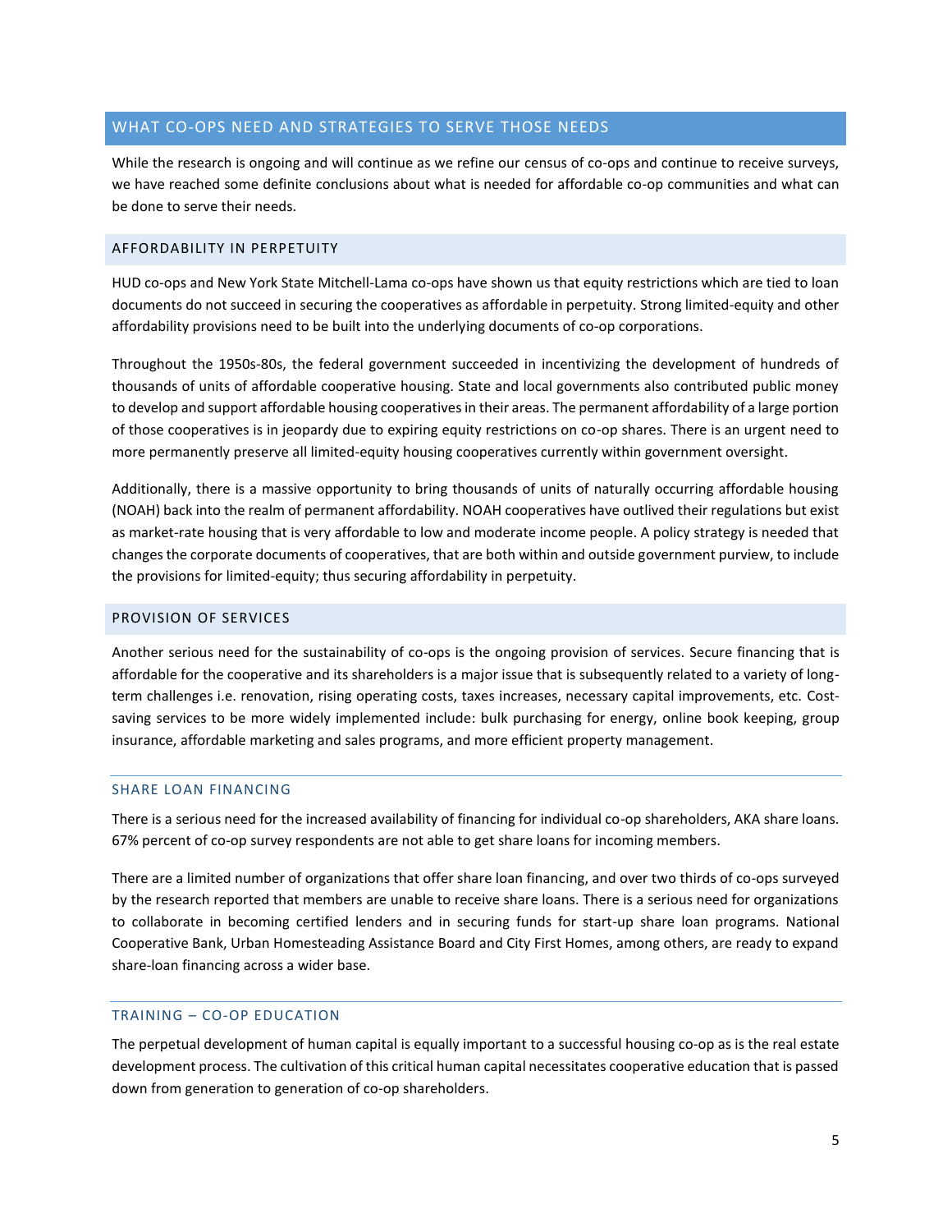## WHAT CO-OPS NEED AND STRATEGIES TO SERVE THOSE NEEDS

While the research is ongoing and will continue as we refine our census of co-ops and continue to receive surveys, we have reached some definite conclusions about what is needed for affordable co-op communities and what can be done to serve their needs.

### AFFORDABILITY IN PERPETUITY

HUD co-ops and New York State Mitchell-Lama co-ops have shown us that equity restrictions which are tied to loan documents do not succeed in securing the cooperatives as affordable in perpetuity. Strong limited-equity and other affordability provisions need to be built into the underlying documents of co-op corporations.

Throughout the 1950s-80s, the federal government succeeded in incentivizing the development of hundreds of thousands of units of affordable cooperative housing. State and local governments also contributed public money to develop and support affordable housing cooperatives in their areas. The permanent affordability of a large portion of those cooperatives is in jeopardy due to expiring equity restrictions on co-op shares. There is an urgent need to more permanently preserve all limited-equity housing cooperatives currently within government oversight.

Additionally, there is a massive opportunity to bring thousands of units of naturally occurring affordable housing (NOAH) back into the realm of permanent affordability. NOAH cooperatives have outlived their regulations but exist as market-rate housing that is very affordable to low and moderate income people. A policy strategy is needed that changes the corporate documents of cooperatives, that are both within and outside government purview, to include the provisions for limited-equity; thus securing affordability in perpetuity.

### PROVISION OF SERVICES

Another serious need for the sustainability of co-ops is the ongoing provision of services. Secure financing that is affordable for the cooperative and its shareholders is a major issue that is subsequently related to a variety of long-term challenges i.e. renovation, rising operating costs, taxes increases, necessary capital improvements, etc. Cost-saving services to be more widely implemented include: bulk purchasing for energy, online book keeping, group insurance, affordable marketing and sales programs, and more efficient property management.

#### SHARE LOAN FINANCING

There is a serious need for the increased availability of financing for individual co-op shareholders, AKA share loans. 67% percent of co-op survey respondents are not able to get share loans for incoming members.

There are a limited number of organizations that offer share loan financing, and over two thirds of co-ops surveyed by the research reported that members are unable to receive share loans. There is a serious need for organizations to collaborate in becoming certified lenders and in securing funds for start-up share loan programs. National Cooperative Bank, Urban Homesteading Assistance Board and City First Homes, among others, are ready to expand share-loan financing across a wider base.

#### TRAINING – CO-OP EDUCATION

The perpetual development of human capital is equally important to a successful housing co-op as is the real estate development process. The cultivation of this critical human capital necessitates cooperative education that is passed down from generation to generation of co-op shareholders.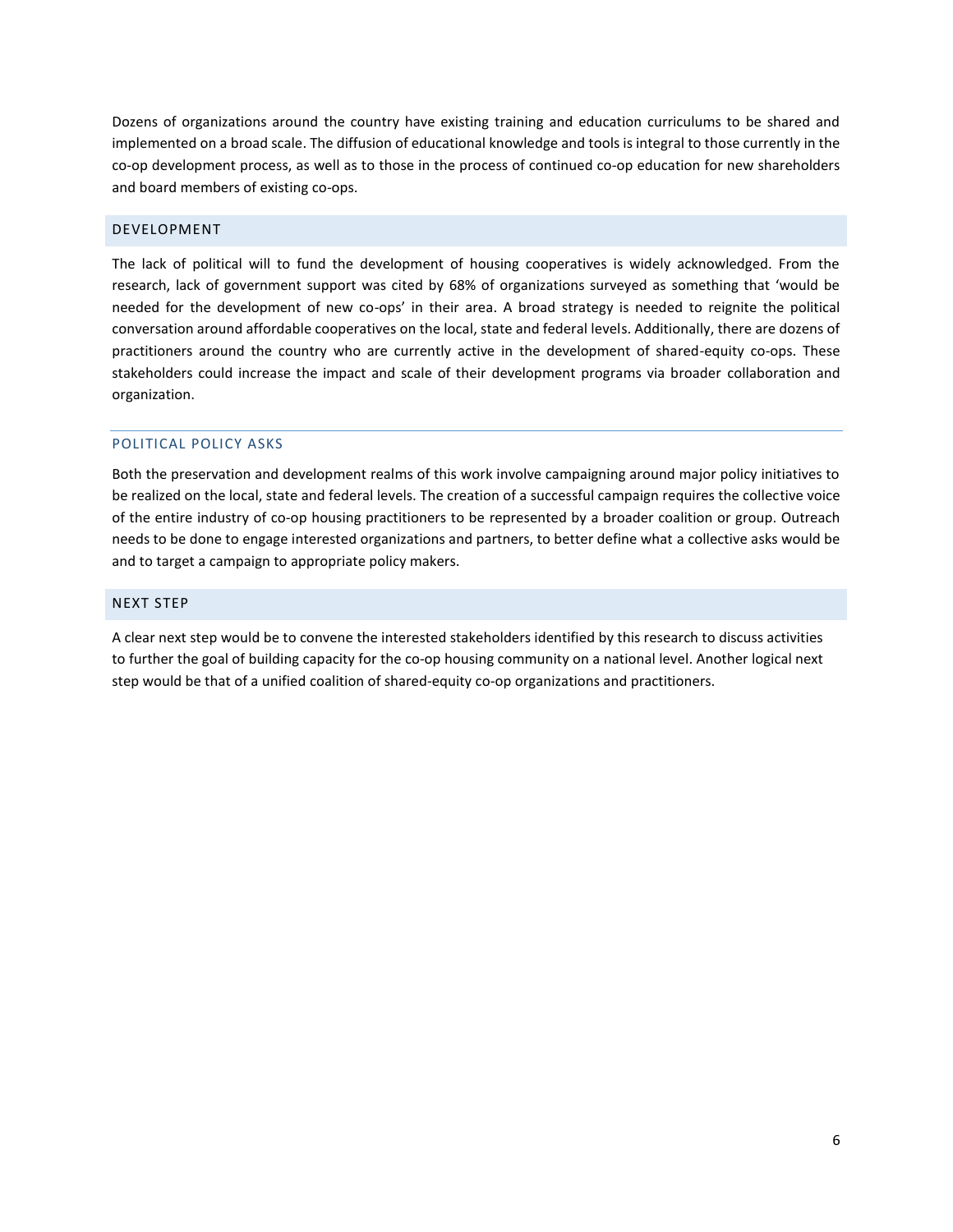Dozens of organizations around the country have existing training and education curriculums to be shared and implemented on a broad scale. The diffusion of educational knowledge and tools is integral to those currently in the co-op development process, as well as to those in the process of continued co-op education for new shareholders and board members of existing co-ops.

## DEVELOPMENT

The lack of political will to fund the development of housing cooperatives is widely acknowledged. From the research, lack of government support was cited by 68% of organizations surveyed as something that 'would be needed for the development of new co-ops' in their area. A broad strategy is needed to reignite the political conversation around affordable cooperatives on the local, state and federal levels. Additionally, there are dozens of practitioners around the country who are currently active in the development of shared-equity co-ops. These stakeholders could increase the impact and scale of their development programs via broader collaboration and organization.

### POLITICAL POLICY ASKS

Both the preservation and development realms of this work involve campaigning around major policy initiatives to be realized on the local, state and federal levels. The creation of a successful campaign requires the collective voice of the entire industry of co-op housing practitioners to be represented by a broader coalition or group. Outreach needs to be done to engage interested organizations and partners, to better define what a collective asks would be and to target a campaign to appropriate policy makers.

## NEXT STEP

A clear next step would be to convene the interested stakeholders identified by this research to discuss activities to further the goal of building capacity for the co-op housing community on a national level. Another logical next step would be that of a unified coalition of shared-equity co-op organizations and practitioners.